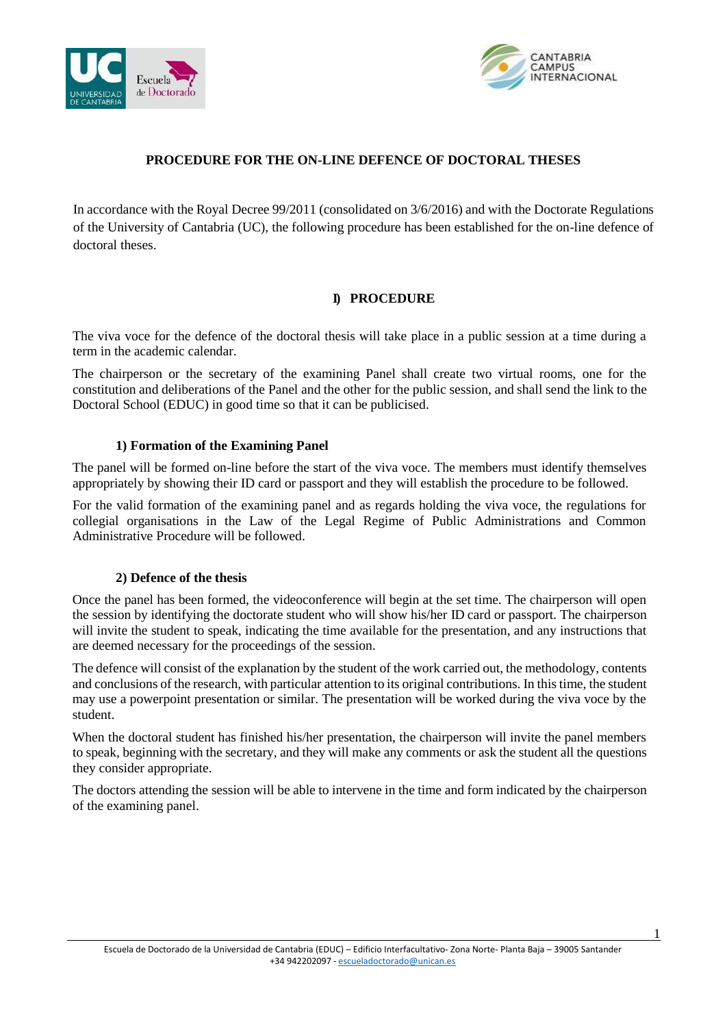# PROCEDURE FOR THE ON-LINE DEFENCE OF DOCTORAL THESES

In accordance with the Royal Decree 99/2011 (consolidated on 3/6/2016) and with the Doctorate Regulations of the University of Cantabria (UC), the following procedure has been established for the on-line defence of doctoral theses.

## I) PROCEDURE

The viva voce for the defence of the doctoral thesis will take place in a public session at a time during a term in the academic calendar.

The chairperson or the secretary of the examining Panel shall create two virtual rooms, one for the constitution and deliberations of the Panel and the other for the public session, and shall send the link to the Doctoral School (EDUC) in good time so that it can be publicised.

### 1) Formation of the Examining Panel

The panel will be formed on-line before the start of the viva voce. The members must identify themselves appropriately by showing their ID card or passport and they will establish the procedure to be followed.

For the valid formation of the examining panel and as regards holding the viva voce, the regulations for collegial organisations in the Law of the Legal Regime of Public Administrations and Common Administrative Procedure will be followed.

### 2) Defence of the thesis

Once the panel has been formed, the videoconference will begin at the set time. The chairperson will open the session by identifying the doctorate student who will show his/her ID card or passport. The chairperson will invite the student to speak, indicating the time available for the presentation, and any instructions that are deemed necessary for the proceedings of the session.

The defence will consist of the explanation by the student of the work carried out, the methodology, contents and conclusions of the research, with particular attention to its original contributions. In this time, the student may use a powerpoint presentation or similar. The presentation will be worked during the viva voce by the student.

When the doctoral student has finished his/her presentation, the chairperson will invite the panel members to speak, beginning with the secretary, and they will make any comments or ask the student all the questions they consider appropriate.

The doctors attending the session will be able to intervene in the time and form indicated by the chairperson of the examining panel.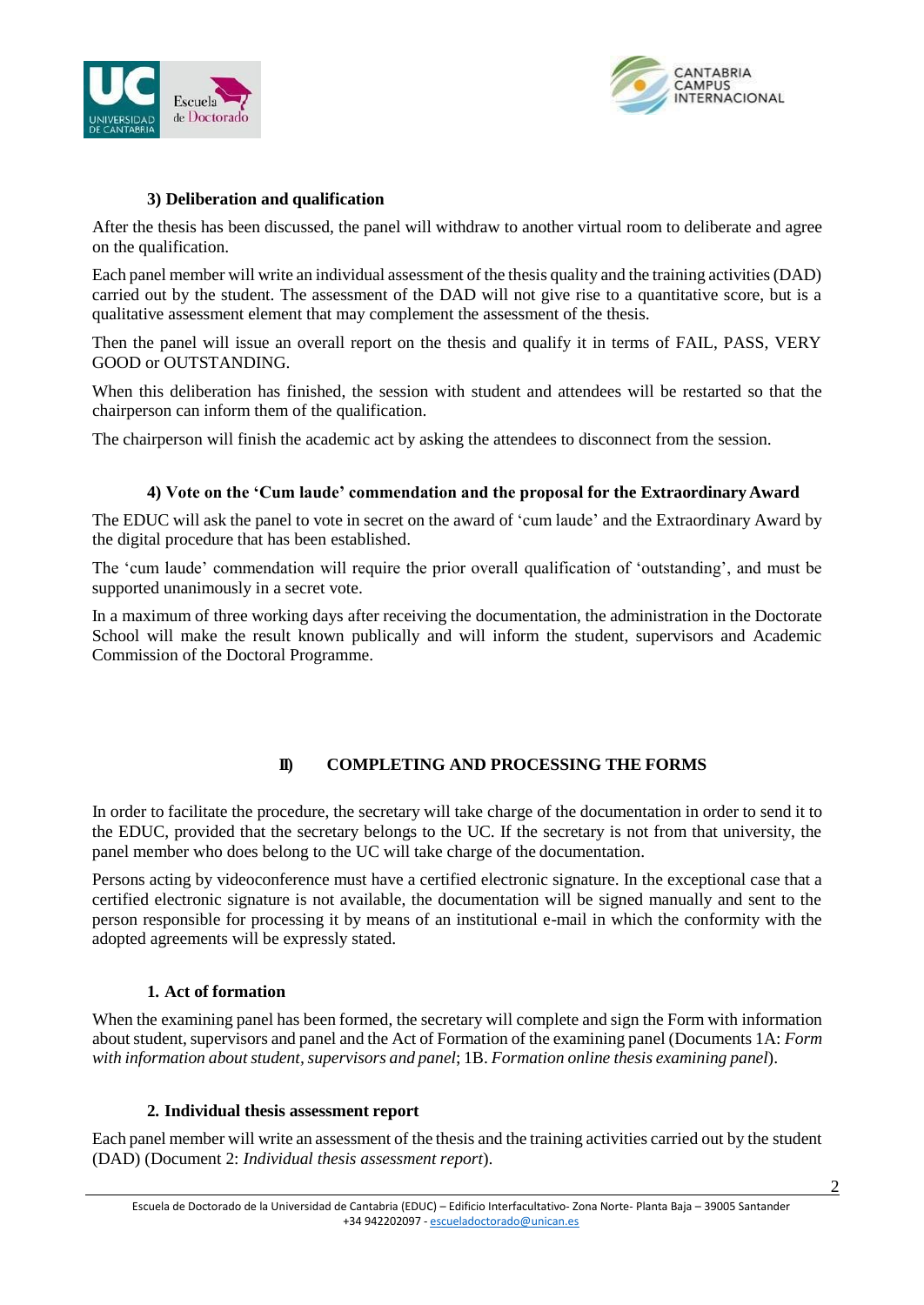#### 3) Deliberation and qualification

After the thesis has been discussed, the panel will withdraw to another virtual room to deliberate and agree on the qualification.

Each panel member will write an individual assessment of the thesis quality and the training activities (DAD) carried out by the student. The assessment of the DAD will not give rise to a quantitative score, but is a qualitative assessment element that may complement the assessment of the thesis.

Then the panel will issue an overall report on the thesis and qualify it in terms of FAIL, PASS, VERY GOOD or OUTSTANDING.

When this deliberation has finished, the session with student and attendees will be restarted so that the chairperson can inform them of the qualification.

The chairperson will finish the academic act by asking the attendees to disconnect from the session.

#### 4) Vote on the 'Cum laude' commendation and the proposal for the Extraordinary Award

The EDUC will ask the panel to vote in secret on the award of 'cum laude' and the Extraordinary Award by the digital procedure that has been established.

The 'cum laude' commendation will require the prior overall qualification of 'outstanding', and must be supported unanimously in a secret vote.

In a maximum of three working days after receiving the documentation, the administration in the Doctorate School will make the result known publically and will inform the student, supervisors and Academic Commission of the Doctoral Programme.

## II) COMPLETING AND PROCESSING THE FORMS

In order to facilitate the procedure, the secretary will take charge of the documentation in order to send it to the EDUC, provided that the secretary belongs to the UC. If the secretary is not from that university, the panel member who does belong to the UC will take charge of the documentation.

Persons acting by videoconference must have a certified electronic signature. In the exceptional case that a certified electronic signature is not available, the documentation will be signed manually and sent to the person responsible for processing it by means of an institutional e-mail in which the conformity with the adopted agreements will be expressly stated.

#### 1. Act of formation

When the examining panel has been formed, the secretary will complete and sign the Form with information about student, supervisors and panel and the Act of Formation of the examining panel (Documents 1A: *Form with information about student, supervisors and panel*; 1B. *Formation online thesis examining panel*).

#### 2. Individual thesis assessment report

Each panel member will write an assessment of the thesis and the training activities carried out by the student (DAD) (Document 2: *Individual thesis assessment report*).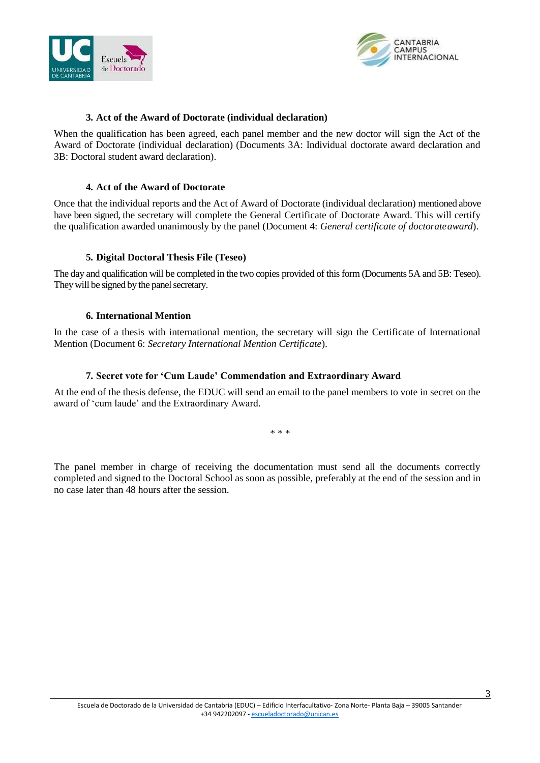### 3. Act of the Award of Doctorate (individual declaration)

When the qualification has been agreed, each panel member and the new doctor will sign the Act of the Award of Doctorate (individual declaration) (Documents 3A: Individual doctorate award declaration and 3B: Doctoral student award declaration).

### 4. Act of the Award of Doctorate

Once that the individual reports and the Act of Award of Doctorate (individual declaration) mentioned above have been signed, the secretary will complete the General Certificate of Doctorate Award. This will certify the qualification awarded unanimously by the panel (Document 4: *General certificate of doctorate award*).

### 5. Digital Doctoral Thesis File (Teseo)

The day and qualification will be completed in the two copies provided of this form (Documents 5A and 5B: Teseo). They will be signed by the panel secretary.

### 6. International Mention

In the case of a thesis with international mention, the secretary will sign the Certificate of International Mention (Document 6: *Secretary International Mention Certificate*).

### 7. Secret vote for 'Cum Laude' Commendation and Extraordinary Award

At the end of the thesis defense, the EDUC will send an email to the panel members to vote in secret on the award of 'cum laude' and the Extraordinary Award.

\* \* \*

The panel member in charge of receiving the documentation must send all the documents correctly completed and signed to the Doctoral School as soon as possible, preferably at the end of the session and in no case later than 48 hours after the session.